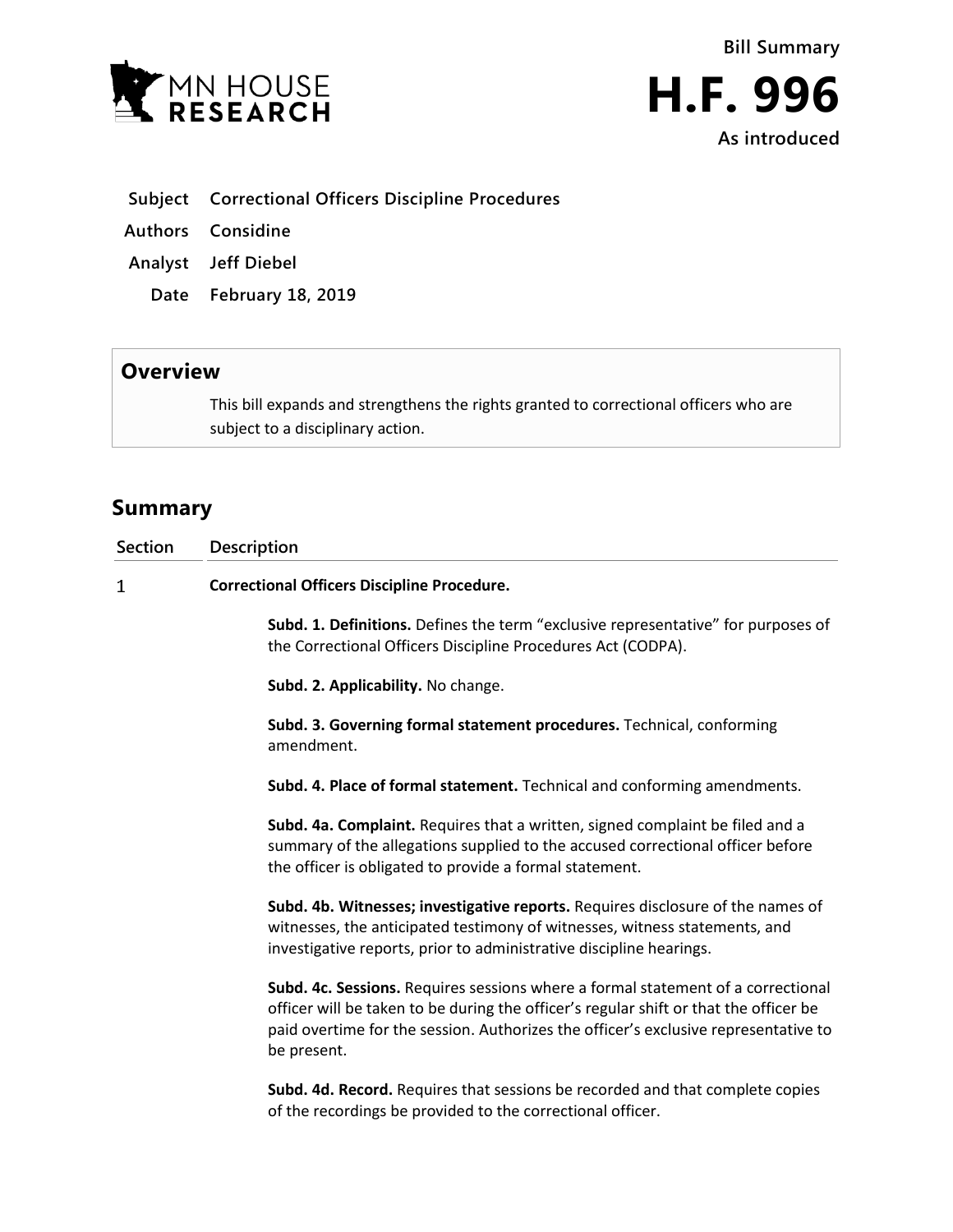MN HOUSE RESEARCH

**Bill Summary**

# H.F. 996

**As introduced**

| | |
|---|---|
| **Subject** | **Correctional Officers Discipline Procedures** |
| **Authors** | **Considine** |
| **Analyst** | **Jeff Diebel** |
| **Date** | **February 18, 2019** |

## Overview

This bill expands and strengthens the rights granted to correctional officers who are subject to a disciplinary action.

## Summary

| Section | Description |
|---|---|
| 1 | **Correctional Officers Discipline Procedure.** |

**Subd. 1. Definitions.** Defines the term "exclusive representative" for purposes of the Correctional Officers Discipline Procedures Act (CODPA).

**Subd. 2. Applicability.** No change.

**Subd. 3. Governing formal statement procedures.** Technical, conforming amendment.

**Subd. 4. Place of formal statement.** Technical and conforming amendments.

**Subd. 4a. Complaint.** Requires that a written, signed complaint be filed and a summary of the allegations supplied to the accused correctional officer before the officer is obligated to provide a formal statement.

**Subd. 4b. Witnesses; investigative reports.** Requires disclosure of the names of witnesses, the anticipated testimony of witnesses, witness statements, and investigative reports, prior to administrative discipline hearings.

**Subd. 4c. Sessions.** Requires sessions where a formal statement of a correctional officer will be taken to be during the officer's regular shift or that the officer be paid overtime for the session. Authorizes the officer's exclusive representative to be present.

**Subd. 4d. Record.** Requires that sessions be recorded and that complete copies of the recordings be provided to the correctional officer.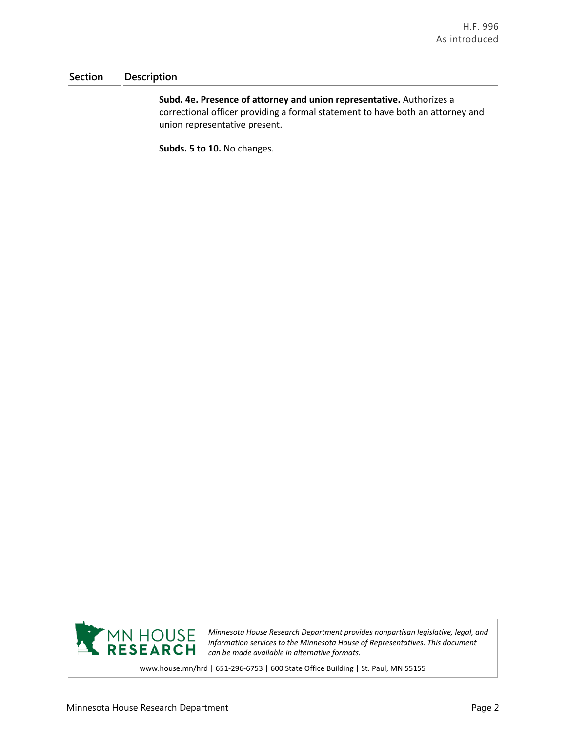| Section | Description |
|---|---|
| | **Subd. 4e. Presence of attorney and union representative.** Authorizes a correctional officer providing a formal statement to have both an attorney and union representative present. |
| | **Subds. 5 to 10.** No changes. |

MN HOUSE RESEARCH

*Minnesota House Research Department provides nonpartisan legislative, legal, and information services to the Minnesota House of Representatives. This document can be made available in alternative formats.*

www.house.mn/hrd | 651-296-6753 | 600 State Office Building | St. Paul, MN 55155